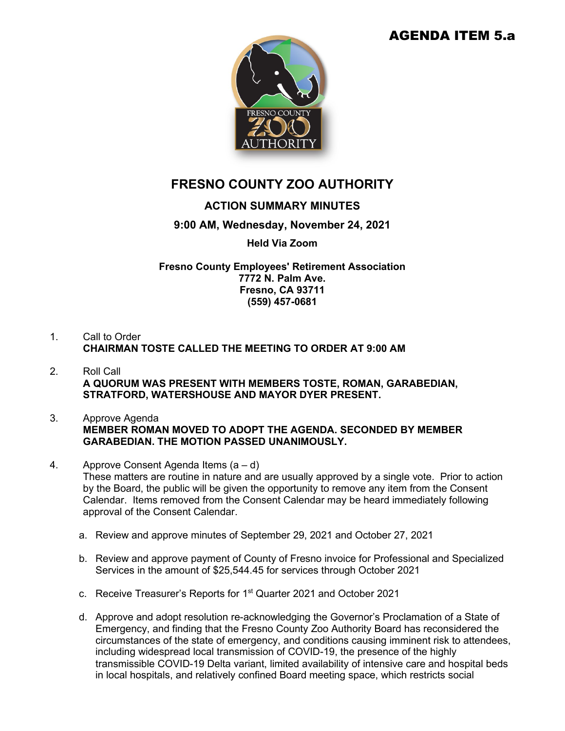AGENDA ITEM 5.a

# FRESNO COUNTY ZOO AUTHORITY

## ACTION SUMMARY MINUTES

**9:00 AM, Wednesday, November 24, 2021**

**Held Via Zoom**

**Fresno County Employees' Retirement Association**
**7772 N. Palm Ave.**
**Fresno, CA 93711**
**(559) 457-0681**

1. Call to Order
   **CHAIRMAN TOSTE CALLED THE MEETING TO ORDER AT 9:00 AM**

2. Roll Call
   **A QUORUM WAS PRESENT WITH MEMBERS TOSTE, ROMAN, GARABEDIAN, STRATFORD, WATERSHOUSE AND MAYOR DYER PRESENT.**

3. Approve Agenda
   **MEMBER ROMAN MOVED TO ADOPT THE AGENDA. SECONDED BY MEMBER GARABEDIAN. THE MOTION PASSED UNANIMOUSLY.**

4. Approve Consent Agenda Items (a – d)
   These matters are routine in nature and are usually approved by a single vote. Prior to action by the Board, the public will be given the opportunity to remove any item from the Consent Calendar. Items removed from the Consent Calendar may be heard immediately following approval of the Consent Calendar.

   a. Review and approve minutes of September 29, 2021 and October 27, 2021

   b. Review and approve payment of County of Fresno invoice for Professional and Specialized Services in the amount of $25,544.45 for services through October 2021

   c. Receive Treasurer's Reports for 1st Quarter 2021 and October 2021

   d. Approve and adopt resolution re-acknowledging the Governor's Proclamation of a State of Emergency, and finding that the Fresno County Zoo Authority Board has reconsidered the circumstances of the state of emergency, and conditions causing imminent risk to attendees, including widespread local transmission of COVID-19, the presence of the highly transmissible COVID-19 Delta variant, limited availability of intensive care and hospital beds in local hospitals, and relatively confined Board meeting space, which restricts social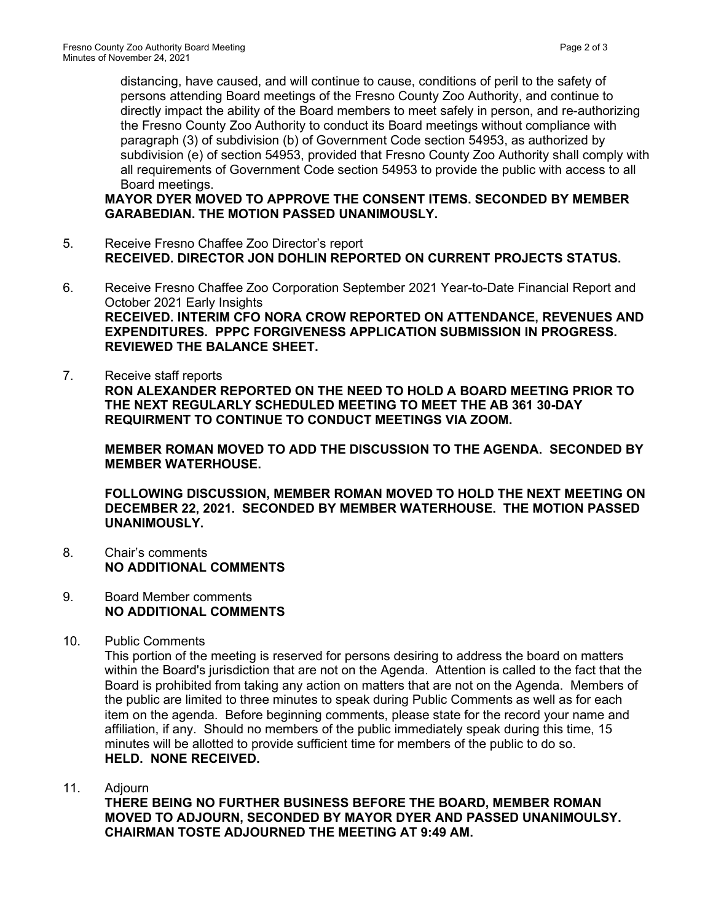distancing, have caused, and will continue to cause, conditions of peril to the safety of persons attending Board meetings of the Fresno County Zoo Authority, and continue to directly impact the ability of the Board members to meet safely in person, and re-authorizing the Fresno County Zoo Authority to conduct its Board meetings without compliance with paragraph (3) of subdivision (b) of Government Code section 54953, as authorized by subdivision (e) of section 54953, provided that Fresno County Zoo Authority shall comply with all requirements of Government Code section 54953 to provide the public with access to all Board meetings.

**MAYOR DYER MOVED TO APPROVE THE CONSENT ITEMS. SECONDED BY MEMBER GARABEDIAN. THE MOTION PASSED UNANIMOUSLY.**

5. Receive Fresno Chaffee Zoo Director's report
   **RECEIVED. DIRECTOR JON DOHLIN REPORTED ON CURRENT PROJECTS STATUS.**

6. Receive Fresno Chaffee Zoo Corporation September 2021 Year-to-Date Financial Report and October 2021 Early Insights
   **RECEIVED. INTERIM CFO NORA CROW REPORTED ON ATTENDANCE, REVENUES AND EXPENDITURES. PPPC FORGIVENESS APPLICATION SUBMISSION IN PROGRESS. REVIEWED THE BALANCE SHEET.**

7. Receive staff reports
   **RON ALEXANDER REPORTED ON THE NEED TO HOLD A BOARD MEETING PRIOR TO THE NEXT REGULARLY SCHEDULED MEETING TO MEET THE AB 361 30-DAY REQUIRMENT TO CONTINUE TO CONDUCT MEETINGS VIA ZOOM.**

   **MEMBER ROMAN MOVED TO ADD THE DISCUSSION TO THE AGENDA. SECONDED BY MEMBER WATERHOUSE.**

   **FOLLOWING DISCUSSION, MEMBER ROMAN MOVED TO HOLD THE NEXT MEETING ON DECEMBER 22, 2021. SECONDED BY MEMBER WATERHOUSE. THE MOTION PASSED UNANIMOUSLY.**

8. Chair's comments
   **NO ADDITIONAL COMMENTS**

9. Board Member comments
   **NO ADDITIONAL COMMENTS**

10. Public Comments
    This portion of the meeting is reserved for persons desiring to address the board on matters within the Board's jurisdiction that are not on the Agenda. Attention is called to the fact that the Board is prohibited from taking any action on matters that are not on the Agenda. Members of the public are limited to three minutes to speak during Public Comments as well as for each item on the agenda. Before beginning comments, please state for the record your name and affiliation, if any. Should no members of the public immediately speak during this time, 15 minutes will be allotted to provide sufficient time for members of the public to do so.
    **HELD. NONE RECEIVED.**

11. Adjourn
    **THERE BEING NO FURTHER BUSINESS BEFORE THE BOARD, MEMBER ROMAN MOVED TO ADJOURN, SECONDED BY MAYOR DYER AND PASSED UNANIMOULSY. CHAIRMAN TOSTE ADJOURNED THE MEETING AT 9:49 AM.**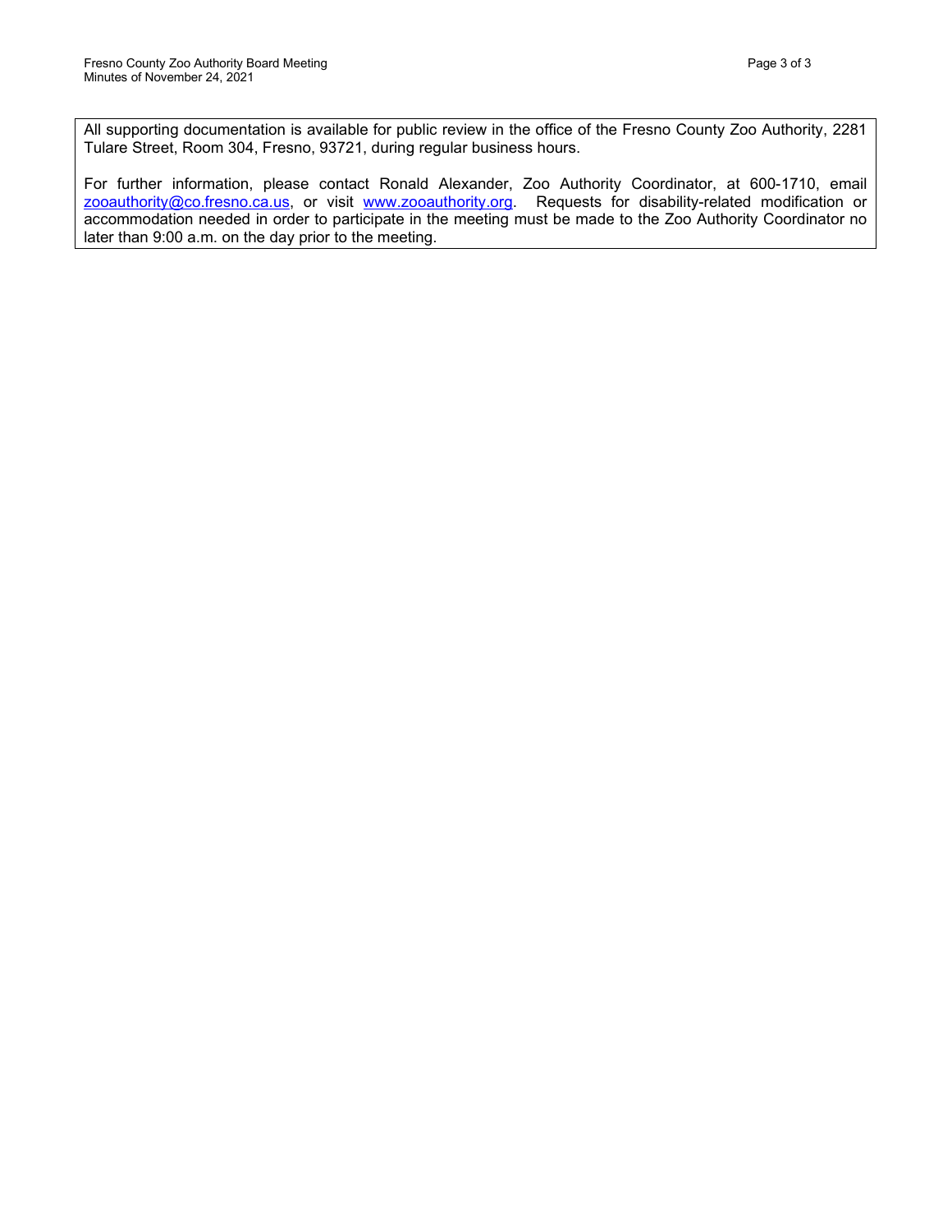All supporting documentation is available for public review in the office of the Fresno County Zoo Authority, 2281 Tulare Street, Room 304, Fresno, 93721, during regular business hours.

For further information, please contact Ronald Alexander, Zoo Authority Coordinator, at 600-1710, email zooauthority@co.fresno.ca.us, or visit www.zooauthority.org. Requests for disability-related modification or accommodation needed in order to participate in the meeting must be made to the Zoo Authority Coordinator no later than 9:00 a.m. on the day prior to the meeting.